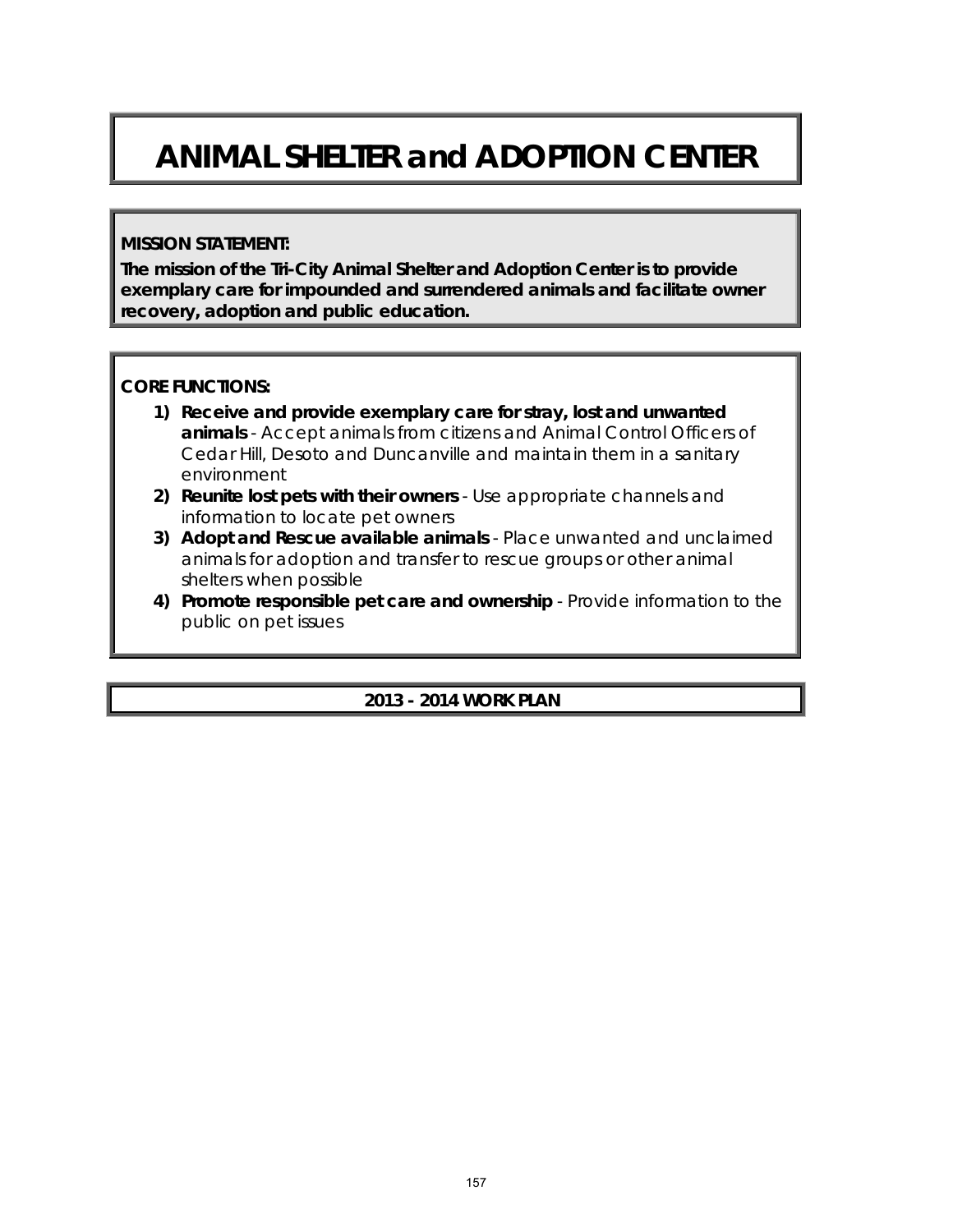# ANIMAL SHELTER and ADOPTION CENTER

**MISSION STATEMENT:**

**The mission of the Tri-City Animal Shelter and Adoption Center is to provide exemplary care for impounded and surrendered animals and facilitate owner recovery, adoption and public education.**

**CORE FUNCTIONS:**

1) **Receive and provide exemplary care for stray, lost and unwanted animals** - Accept animals from citizens and Animal Control Officers of Cedar Hill, Desoto and Duncanville and maintain them in a sanitary environment
2) **Reunite lost pets with their owners** - Use appropriate channels and information to locate pet owners
3) **Adopt and Rescue available animals** - Place unwanted and unclaimed animals for adoption and transfer to rescue groups or other animal shelters when possible
4) **Promote responsible pet care and ownership** - Provide information to the public on pet issues

## 2013 - 2014 WORK PLAN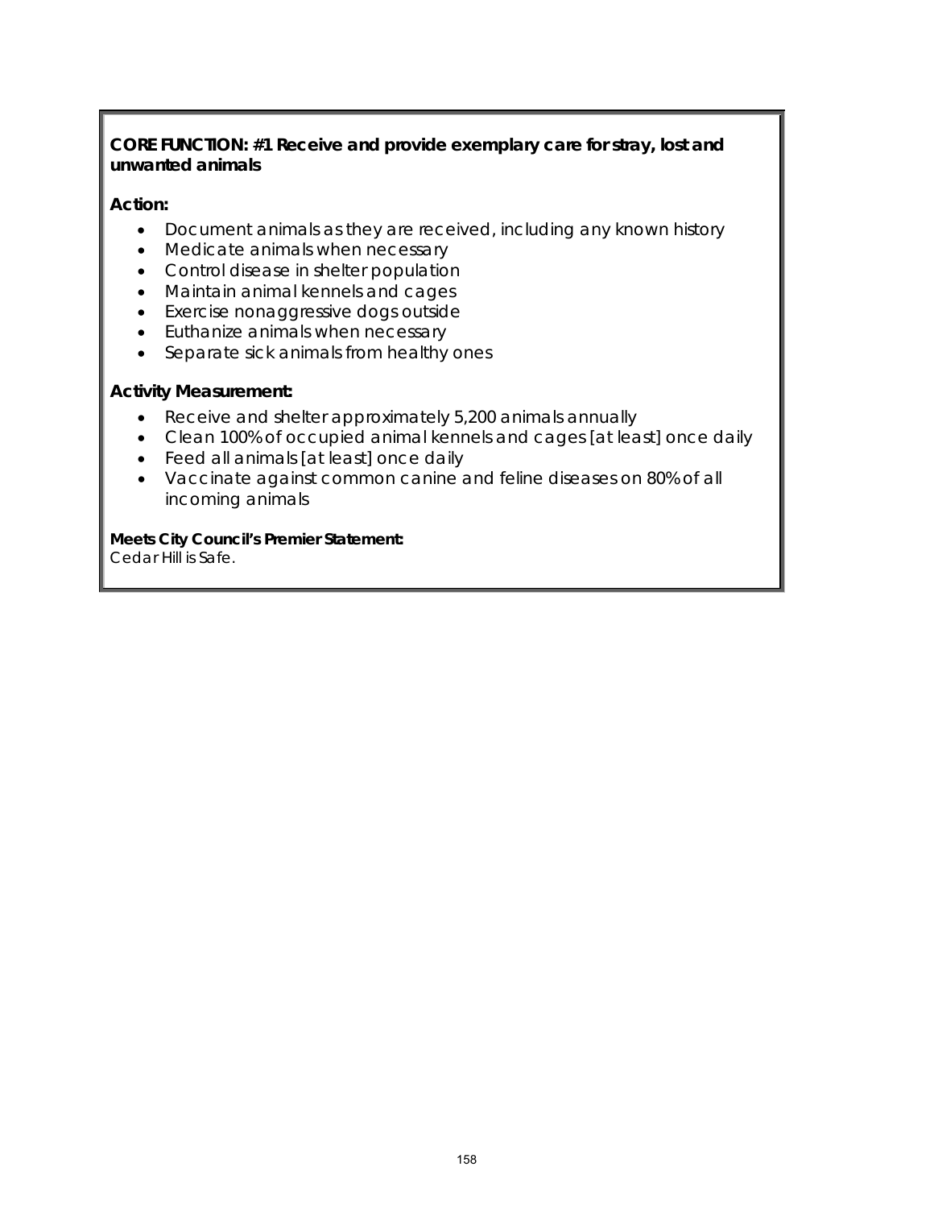**CORE FUNCTION: #1 Receive and provide exemplary care for stray, lost and unwanted animals**

**Action:**

- Document animals as they are received, including any known history
- Medicate animals when necessary
- Control disease in shelter population
- Maintain animal kennels and cages
- Exercise nonaggressive dogs outside
- Euthanize animals when necessary
- Separate sick animals from healthy ones

**Activity Measurement:**

- Receive and shelter approximately 5,200 animals annually
- Clean 100% of occupied animal kennels and cages [at least] once daily
- Feed all animals [at least] once daily
- Vaccinate against common canine and feline diseases on 80% of all incoming animals

**Meets City Council's Premier Statement:**
Cedar Hill is Safe.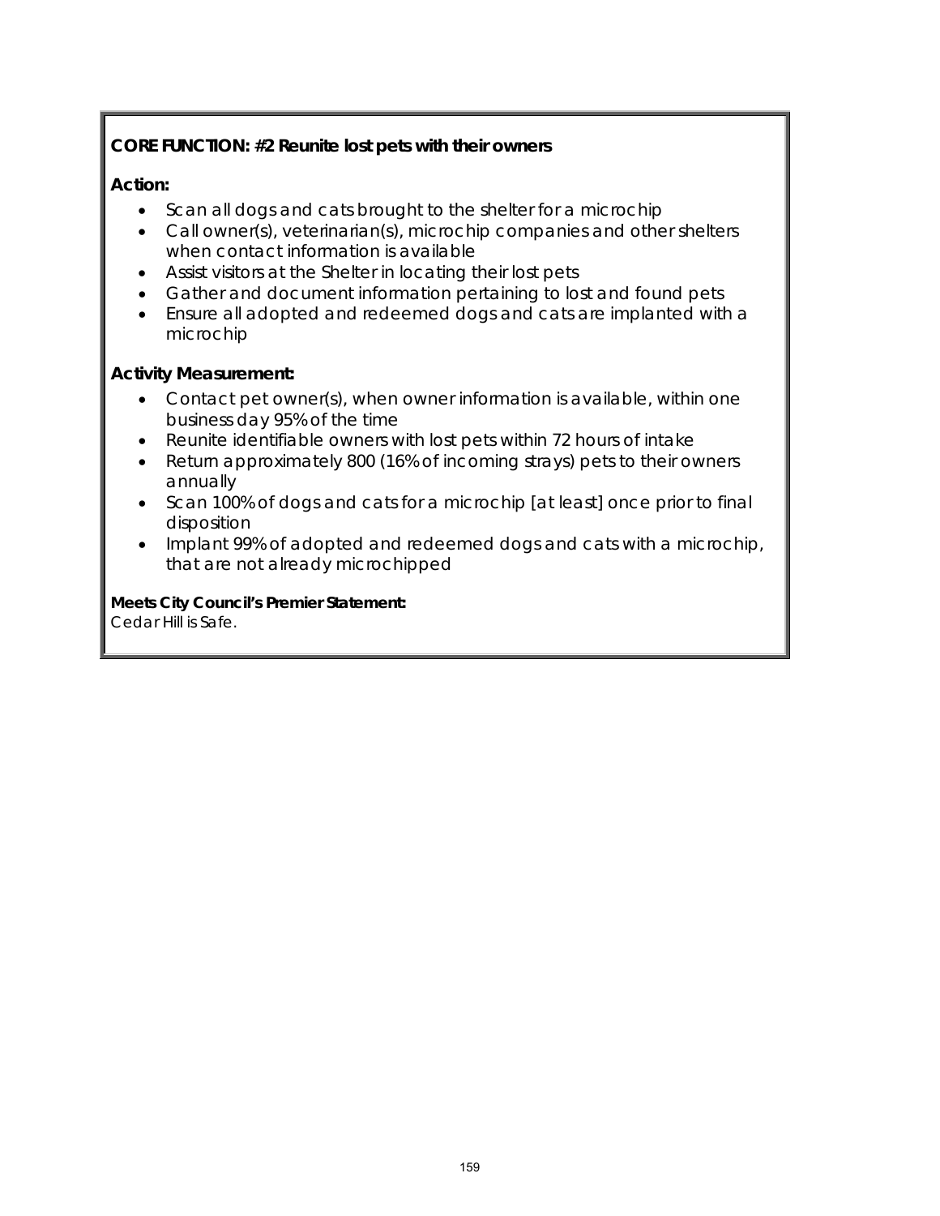**CORE FUNCTION: #2 Reunite lost pets with their owners**

**Action:**

- Scan all dogs and cats brought to the shelter for a microchip
- Call owner(s), veterinarian(s), microchip companies and other shelters when contact information is available
- Assist visitors at the Shelter in locating their lost pets
- Gather and document information pertaining to lost and found pets
- Ensure all adopted and redeemed dogs and cats are implanted with a microchip

**Activity Measurement:**

- Contact pet owner(s), when owner information is available, within one business day 95% of the time
- Reunite identifiable owners with lost pets within 72 hours of intake
- Return approximately 800 (16% of incoming strays) pets to their owners annually
- Scan 100% of dogs and cats for a microchip [at least] once prior to final disposition
- Implant 99% of adopted and redeemed dogs and cats with a microchip, that are not already microchipped

**Meets City Council's Premier Statement:**
Cedar Hill is Safe.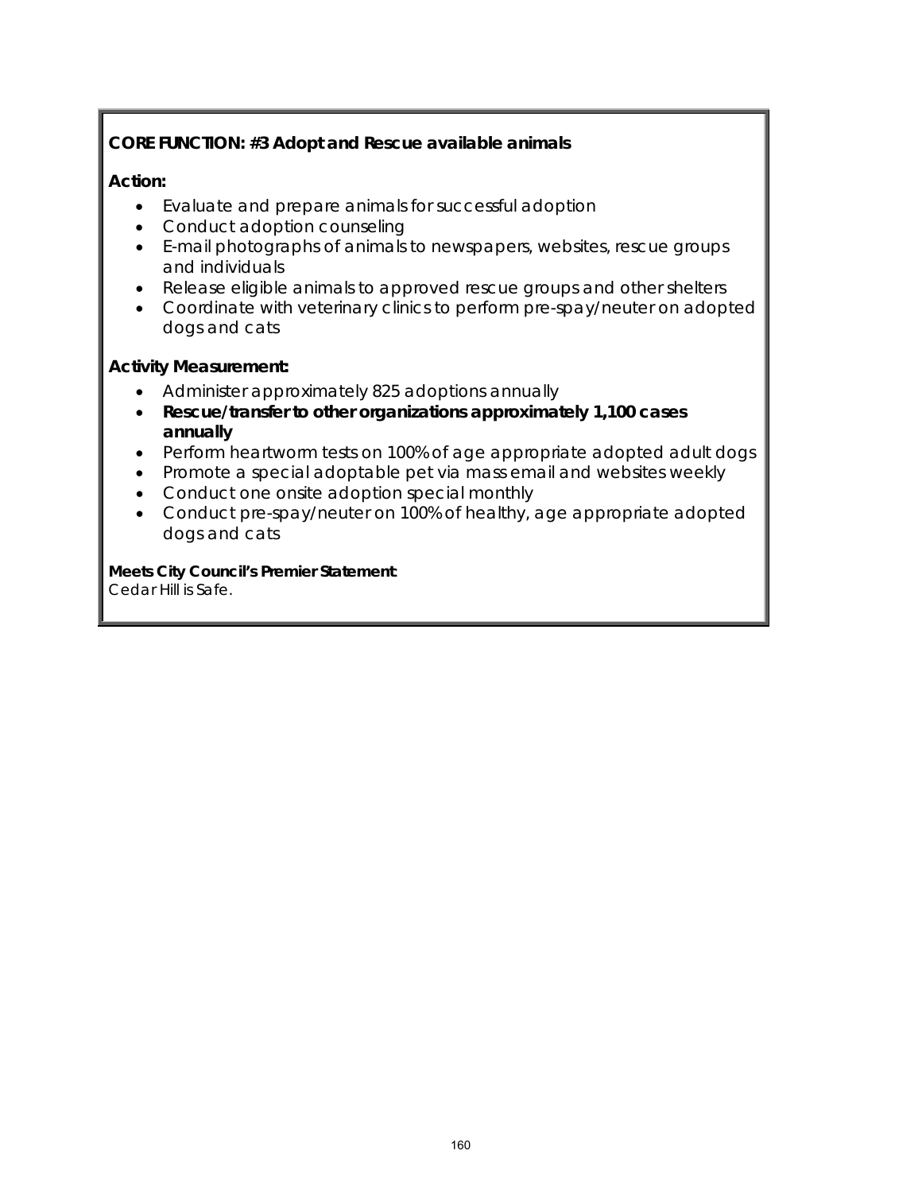**CORE FUNCTION: #3 Adopt and Rescue available animals**

**Action:**

- Evaluate and prepare animals for successful adoption
- Conduct adoption counseling
- E-mail photographs of animals to newspapers, websites, rescue groups and individuals
- Release eligible animals to approved rescue groups and other shelters
- Coordinate with veterinary clinics to perform pre-spay/neuter on adopted dogs and cats

**Activity Measurement:**

- Administer approximately 825 adoptions annually
- **Rescue/transfer to other organizations approximately 1,100 cases annually**
- Perform heartworm tests on 100% of age appropriate adopted adult dogs
- Promote a special adoptable pet via mass email and websites weekly
- Conduct one onsite adoption special monthly
- Conduct pre-spay/neuter on 100% of healthy, age appropriate adopted dogs and cats

**Meets City Council's Premier Statement:**
Cedar Hill is Safe.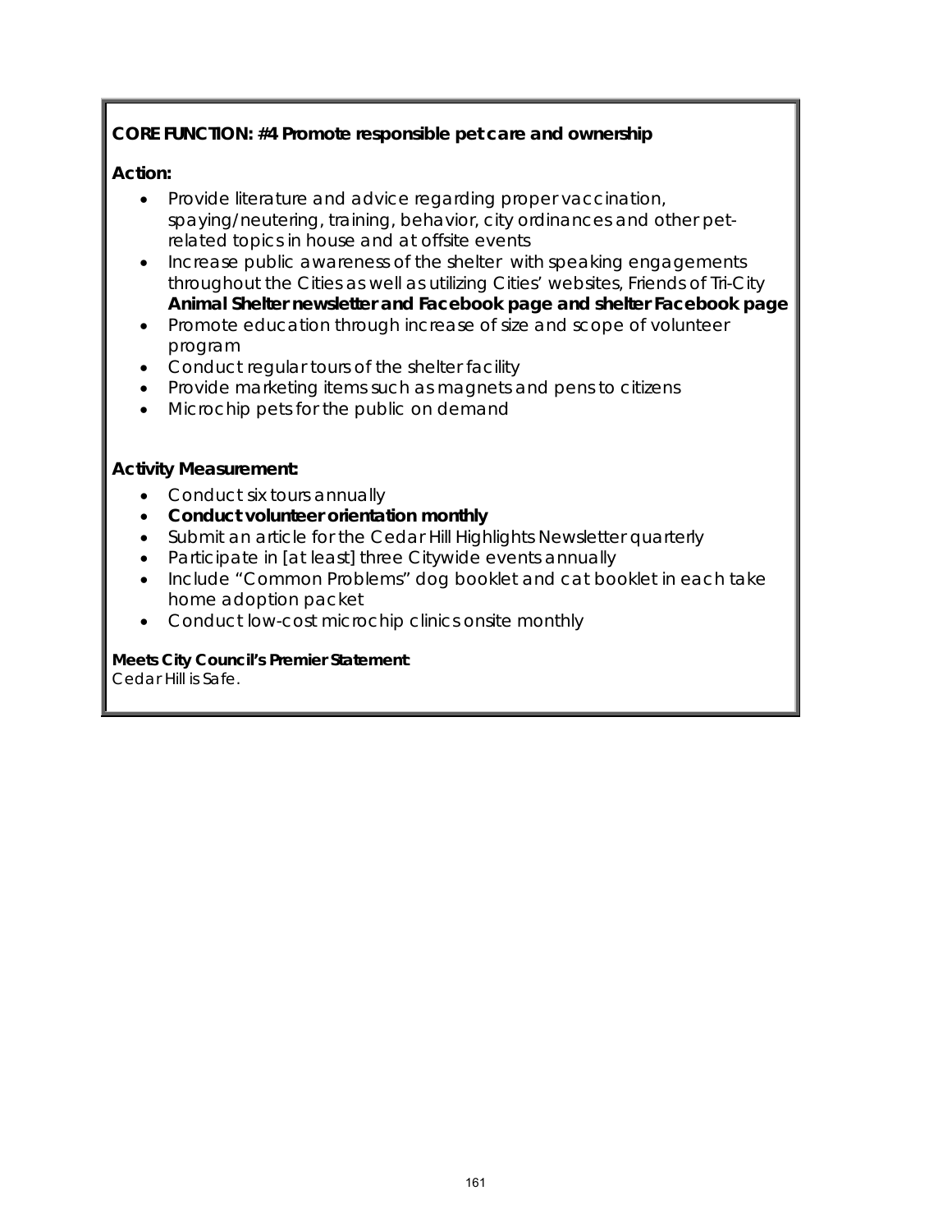**CORE FUNCTION: #4 Promote responsible pet care and ownership**

**Action:**

- Provide literature and advice regarding proper vaccination, spaying/neutering, training, behavior, city ordinances and other pet-related topics in house and at offsite events
- Increase public awareness of the shelter with speaking engagements throughout the Cities as well as utilizing Cities' websites, Friends of Tri-City **Animal Shelter newsletter and Facebook page and shelter Facebook page**
- Promote education through increase of size and scope of volunteer program
- Conduct regular tours of the shelter facility
- Provide marketing items such as magnets and pens to citizens
- Microchip pets for the public on demand

**Activity Measurement:**

- Conduct six tours annually
- **Conduct volunteer orientation monthly**
- Submit an article for the Cedar Hill Highlights Newsletter quarterly
- Participate in [at least] three Citywide events annually
- Include "Common Problems" dog booklet and cat booklet in each take home adoption packet
- Conduct low-cost microchip clinics onsite monthly

**Meets City Council's Premier Statement:**
Cedar Hill is Safe.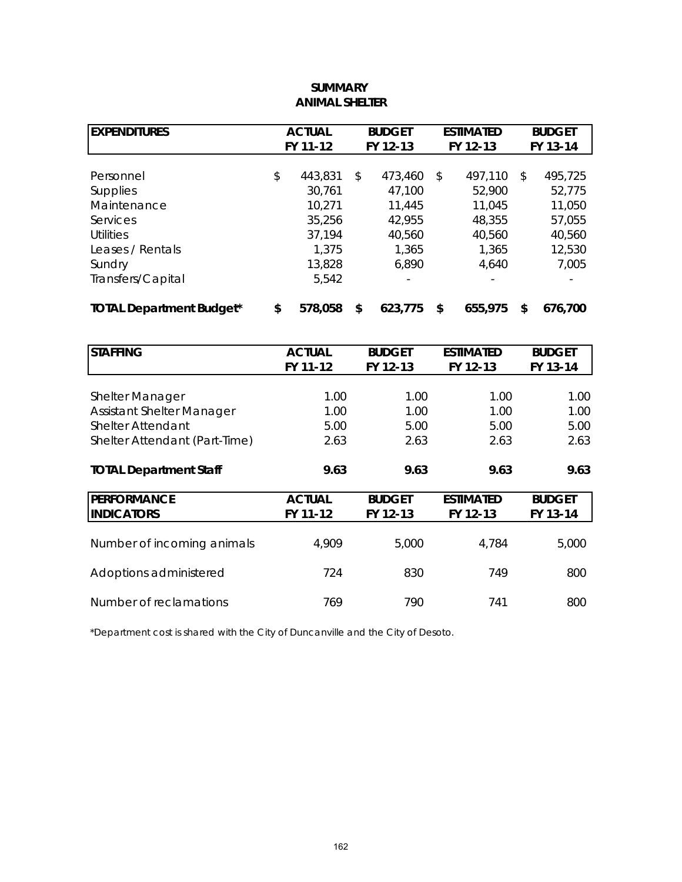# SUMMARY
## ANIMAL SHELTER

| EXPENDITURES | ACTUAL FY 11-12 | BUDGET FY 12-13 | ESTIMATED FY 12-13 | BUDGET FY 13-14 |
|---|---|---|---|---|
| Personnel | $ 443,831 | $ 473,460 | $ 497,110 | $ 495,725 |
| Supplies | 30,761 | 47,100 | 52,900 | 52,775 |
| Maintenance | 10,271 | 11,445 | 11,045 | 11,050 |
| Services | 35,256 | 42,955 | 48,355 | 57,055 |
| Utilities | 37,194 | 40,560 | 40,560 | 40,560 |
| Leases / Rentals | 1,375 | 1,365 | 1,365 | 12,530 |
| Sundry | 13,828 | 6,890 | 4,640 | 7,005 |
| Transfers/Capital | 5,542 | - | - | - |
| **TOTAL Department Budget*** | **$ 578,058** | **$ 623,775** | **$ 655,975** | **$ 676,700** |

| STAFFING | ACTUAL FY 11-12 | BUDGET FY 12-13 | ESTIMATED FY 12-13 | BUDGET FY 13-14 |
|---|---|---|---|---|
| Shelter Manager | 1.00 | 1.00 | 1.00 | 1.00 |
| Assistant Shelter Manager | 1.00 | 1.00 | 1.00 | 1.00 |
| Shelter Attendant | 5.00 | 5.00 | 5.00 | 5.00 |
| Shelter Attendant (Part-Time) | 2.63 | 2.63 | 2.63 | 2.63 |
| **TOTAL Department Staff** | **9.63** | **9.63** | **9.63** | **9.63** |

| PERFORMANCE INDICATORS | ACTUAL FY 11-12 | BUDGET FY 12-13 | ESTIMATED FY 12-13 | BUDGET FY 13-14 |
|---|---|---|---|---|
| Number of incoming animals | 4,909 | 5,000 | 4,784 | 5,000 |
| Adoptions administered | 724 | 830 | 749 | 800 |
| Number of reclamations | 769 | 790 | 741 | 800 |

*Department cost is shared with the City of Duncanville and the City of Desoto.